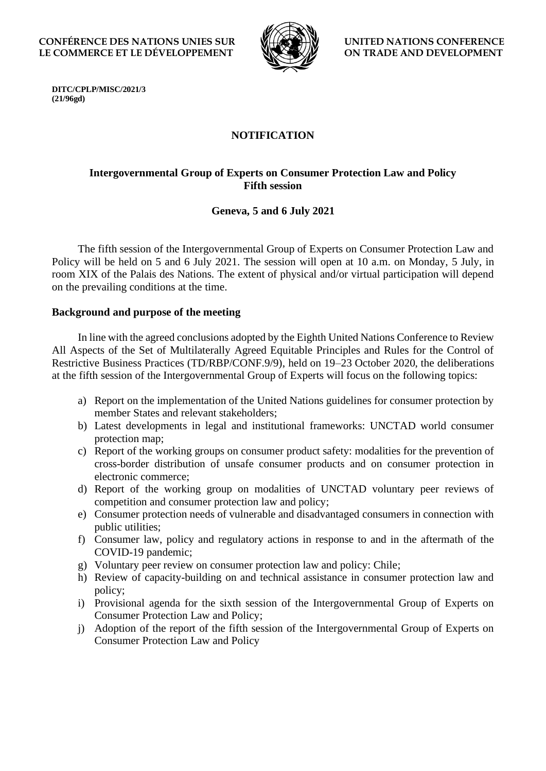CONFÉRENCE DES NATIONS UNIES SUR LE COMMERCE ET LE DÉVELOPPEMENT

UNITED NATIONS CONFERENCE ON TRADE AND DEVELOPMENT

**DITC/CPLP/MISC/2021/3**
**(21/96gd)**

# NOTIFICATION

## Intergovernmental Group of Experts on Consumer Protection Law and Policy
## Fifth session

### Geneva, 5 and 6 July 2021

The fifth session of the Intergovernmental Group of Experts on Consumer Protection Law and Policy will be held on 5 and 6 July 2021. The session will open at 10 a.m. on Monday, 5 July, in room XIX of the Palais des Nations. The extent of physical and/or virtual participation will depend on the prevailing conditions at the time.

**Background and purpose of the meeting**

In line with the agreed conclusions adopted by the Eighth United Nations Conference to Review All Aspects of the Set of Multilaterally Agreed Equitable Principles and Rules for the Control of Restrictive Business Practices (TD/RBP/CONF.9/9), held on 19–23 October 2020, the deliberations at the fifth session of the Intergovernmental Group of Experts will focus on the following topics:

a) Report on the implementation of the United Nations guidelines for consumer protection by member States and relevant stakeholders;
b) Latest developments in legal and institutional frameworks: UNCTAD world consumer protection map;
c) Report of the working groups on consumer product safety: modalities for the prevention of cross-border distribution of unsafe consumer products and on consumer protection in electronic commerce;
d) Report of the working group on modalities of UNCTAD voluntary peer reviews of competition and consumer protection law and policy;
e) Consumer protection needs of vulnerable and disadvantaged consumers in connection with public utilities;
f) Consumer law, policy and regulatory actions in response to and in the aftermath of the COVID-19 pandemic;
g) Voluntary peer review on consumer protection law and policy: Chile;
h) Review of capacity-building on and technical assistance in consumer protection law and policy;
i) Provisional agenda for the sixth session of the Intergovernmental Group of Experts on Consumer Protection Law and Policy;
j) Adoption of the report of the fifth session of the Intergovernmental Group of Experts on Consumer Protection Law and Policy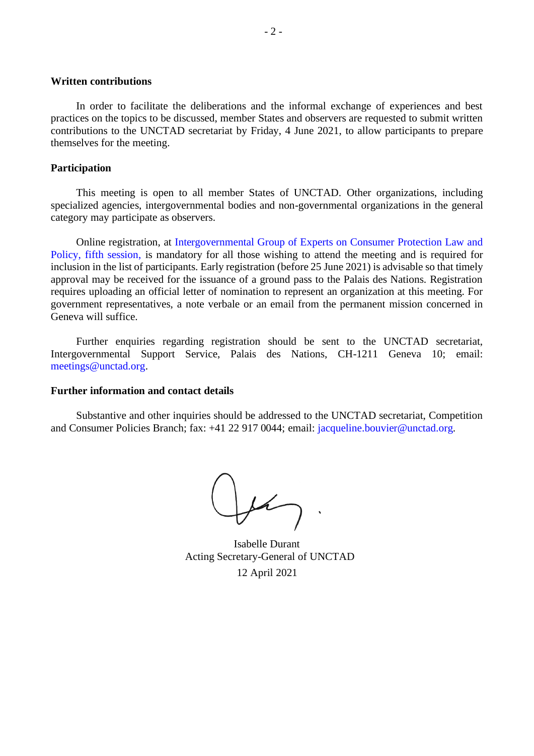**Written contributions**

In order to facilitate the deliberations and the informal exchange of experiences and best practices on the topics to be discussed, member States and observers are requested to submit written contributions to the UNCTAD secretariat by Friday, 4 June 2021, to allow participants to prepare themselves for the meeting.

**Participation**

This meeting is open to all member States of UNCTAD. Other organizations, including specialized agencies, intergovernmental bodies and non-governmental organizations in the general category may participate as observers.

Online registration, at Intergovernmental Group of Experts on Consumer Protection Law and Policy, fifth session, is mandatory for all those wishing to attend the meeting and is required for inclusion in the list of participants. Early registration (before 25 June 2021) is advisable so that timely approval may be received for the issuance of a ground pass to the Palais des Nations. Registration requires uploading an official letter of nomination to represent an organization at this meeting. For government representatives, a note verbale or an email from the permanent mission concerned in Geneva will suffice.

Further enquiries regarding registration should be sent to the UNCTAD secretariat, Intergovernmental Support Service, Palais des Nations, CH-1211 Geneva 10; email: meetings@unctad.org.

**Further information and contact details**

Substantive and other inquiries should be addressed to the UNCTAD secretariat, Competition and Consumer Policies Branch; fax: +41 22 917 0044; email: jacqueline.bouvier@unctad.org.

Isabelle Durant
Acting Secretary-General of UNCTAD
12 April 2021